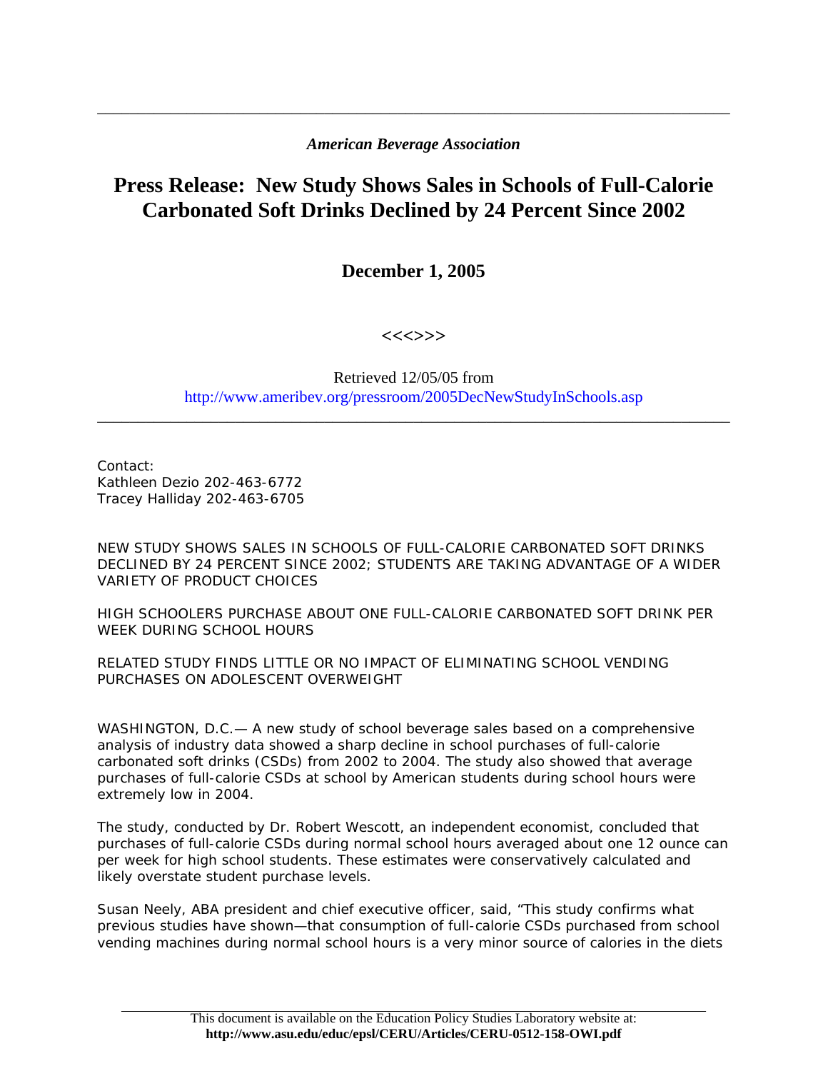*American Beverage Association*

# Press Release: New Study Shows Sales in Schools of Full-Calorie Carbonated Soft Drinks Declined by 24 Percent Since 2002

**December 1, 2005**

**<<<>>>**

Retrieved 12/05/05 from
http://www.ameribev.org/pressroom/2005DecNewStudyInSchools.asp

---

Contact:
Kathleen Dezio 202-463-6772
Tracey Halliday 202-463-6705

NEW STUDY SHOWS SALES IN SCHOOLS OF FULL-CALORIE CARBONATED SOFT DRINKS DECLINED BY 24 PERCENT SINCE 2002; STUDENTS ARE TAKING ADVANTAGE OF A WIDER VARIETY OF PRODUCT CHOICES

HIGH SCHOOLERS PURCHASE ABOUT ONE FULL-CALORIE CARBONATED SOFT DRINK PER WEEK DURING SCHOOL HOURS

RELATED STUDY FINDS LITTLE OR NO IMPACT OF ELIMINATING SCHOOL VENDING PURCHASES ON ADOLESCENT OVERWEIGHT

WASHINGTON, D.C.— A new study of school beverage sales based on a comprehensive analysis of industry data showed a sharp decline in school purchases of full-calorie carbonated soft drinks (CSDs) from 2002 to 2004. The study also showed that average purchases of full-calorie CSDs at school by American students during school hours were extremely low in 2004.

The study, conducted by Dr. Robert Wescott, an independent economist, concluded that purchases of full-calorie CSDs during normal school hours averaged about one 12 ounce can per week for high school students. These estimates were conservatively calculated and likely overstate student purchase levels.

Susan Neely, ABA president and chief executive officer, said, "This study confirms what previous studies have shown—that consumption of full-calorie CSDs purchased from school vending machines during normal school hours is a very minor source of calories in the diets

This document is available on the Education Policy Studies Laboratory website at:
**http://www.asu.edu/educ/epsl/CERU/Articles/CERU-0512-158-OWI.pdf**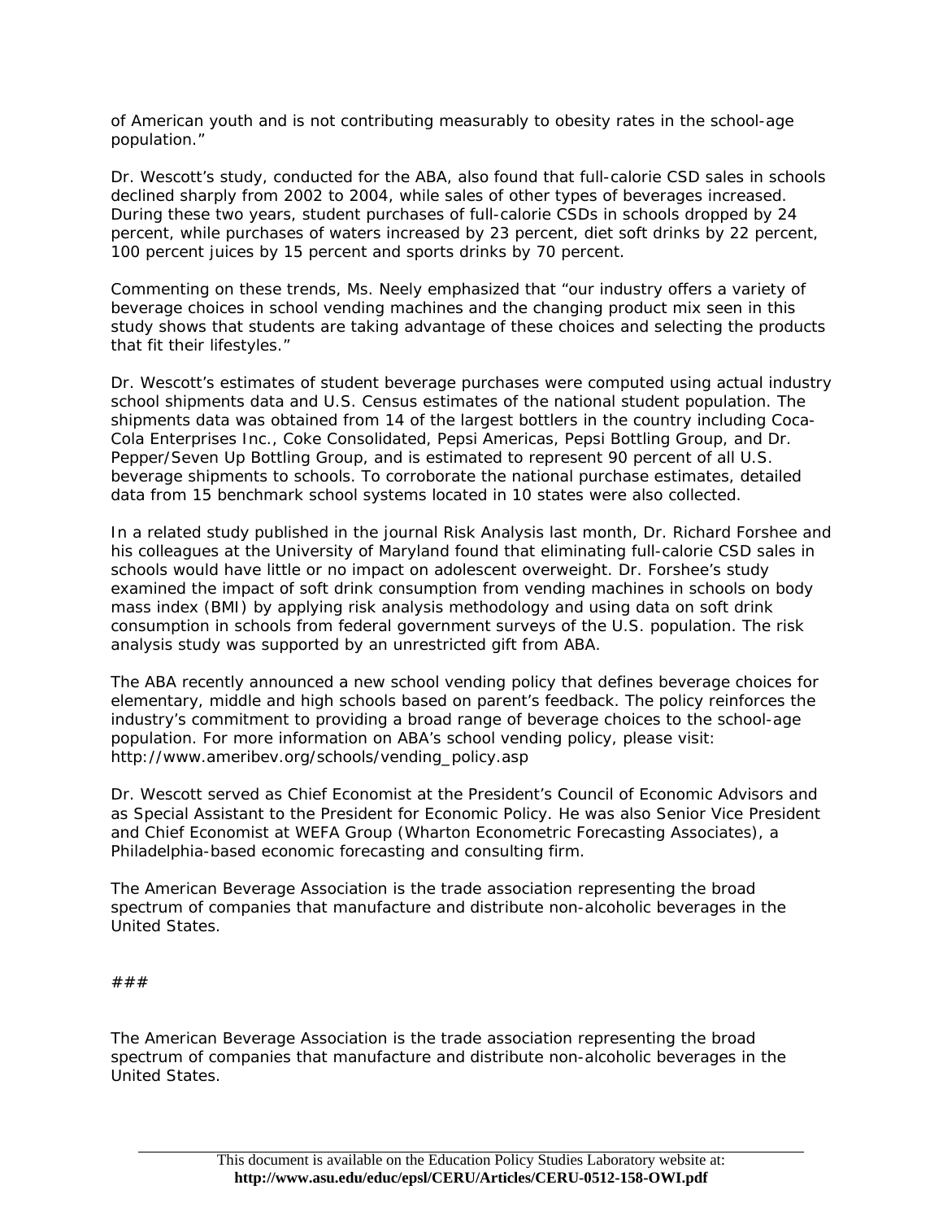of American youth and is not contributing measurably to obesity rates in the school-age population."

Dr. Wescott's study, conducted for the ABA, also found that full-calorie CSD sales in schools declined sharply from 2002 to 2004, while sales of other types of beverages increased. During these two years, student purchases of full-calorie CSDs in schools dropped by 24 percent, while purchases of waters increased by 23 percent, diet soft drinks by 22 percent, 100 percent juices by 15 percent and sports drinks by 70 percent.

Commenting on these trends, Ms. Neely emphasized that "our industry offers a variety of beverage choices in school vending machines and the changing product mix seen in this study shows that students are taking advantage of these choices and selecting the products that fit their lifestyles."

Dr. Wescott's estimates of student beverage purchases were computed using actual industry school shipments data and U.S. Census estimates of the national student population. The shipments data was obtained from 14 of the largest bottlers in the country including Coca-Cola Enterprises Inc., Coke Consolidated, Pepsi Americas, Pepsi Bottling Group, and Dr. Pepper/Seven Up Bottling Group, and is estimated to represent 90 percent of all U.S. beverage shipments to schools. To corroborate the national purchase estimates, detailed data from 15 benchmark school systems located in 10 states were also collected.

In a related study published in the journal Risk Analysis last month, Dr. Richard Forshee and his colleagues at the University of Maryland found that eliminating full-calorie CSD sales in schools would have little or no impact on adolescent overweight. Dr. Forshee's study examined the impact of soft drink consumption from vending machines in schools on body mass index (BMI) by applying risk analysis methodology and using data on soft drink consumption in schools from federal government surveys of the U.S. population. The risk analysis study was supported by an unrestricted gift from ABA.

The ABA recently announced a new school vending policy that defines beverage choices for elementary, middle and high schools based on parent's feedback. The policy reinforces the industry's commitment to providing a broad range of beverage choices to the school-age population. For more information on ABA's school vending policy, please visit: http://www.ameribev.org/schools/vending_policy.asp

Dr. Wescott served as Chief Economist at the President's Council of Economic Advisors and as Special Assistant to the President for Economic Policy. He was also Senior Vice President and Chief Economist at WEFA Group (Wharton Econometric Forecasting Associates), a Philadelphia-based economic forecasting and consulting firm.

The American Beverage Association is the trade association representing the broad spectrum of companies that manufacture and distribute non-alcoholic beverages in the United States.

###

The American Beverage Association is the trade association representing the broad spectrum of companies that manufacture and distribute non-alcoholic beverages in the United States.

This document is available on the Education Policy Studies Laboratory website at:
**http://www.asu.edu/educ/epsl/CERU/Articles/CERU-0512-158-OWI.pdf**